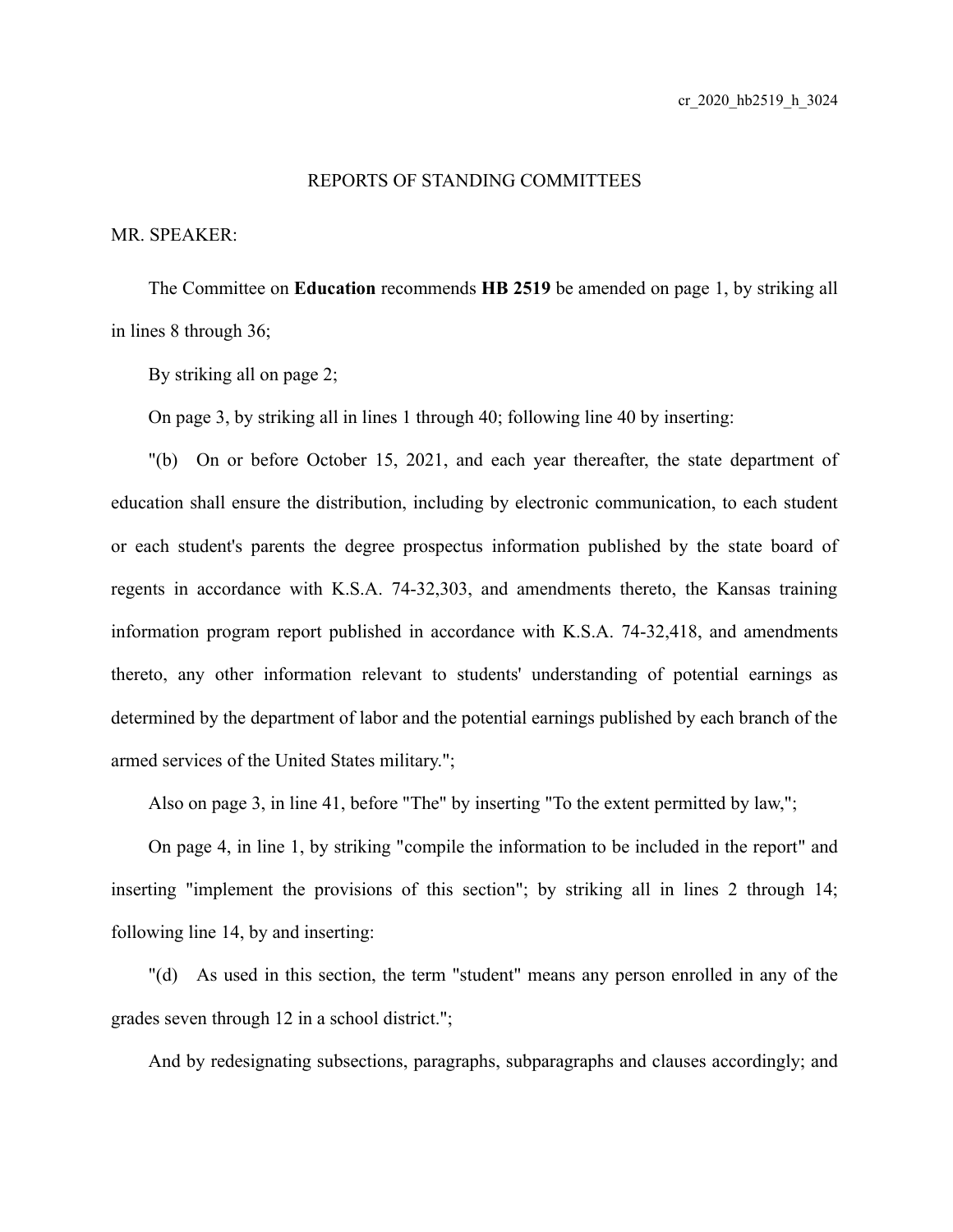cr_2020_hb2519_h_3024

REPORTS OF STANDING COMMITTEES

MR. SPEAKER:

The Committee on **Education** recommends **HB 2519** be amended on page 1, by striking all in lines 8 through 36;

By striking all on page 2;

On page 3, by striking all in lines 1 through 40; following line 40 by inserting:

"(b) On or before October 15, 2021, and each year thereafter, the state department of education shall ensure the distribution, including by electronic communication, to each student or each student's parents the degree prospectus information published by the state board of regents in accordance with K.S.A. 74-32,303, and amendments thereto, the Kansas training information program report published in accordance with K.S.A. 74-32,418, and amendments thereto, any other information relevant to students' understanding of potential earnings as determined by the department of labor and the potential earnings published by each branch of the armed services of the United States military.";

Also on page 3, in line 41, before "The" by inserting "To the extent permitted by law,";

On page 4, in line 1, by striking "compile the information to be included in the report" and inserting "implement the provisions of this section"; by striking all in lines 2 through 14; following line 14, by and inserting:

"(d) As used in this section, the term "student" means any person enrolled in any of the grades seven through 12 in a school district.";

And by redesignating subsections, paragraphs, subparagraphs and clauses accordingly; and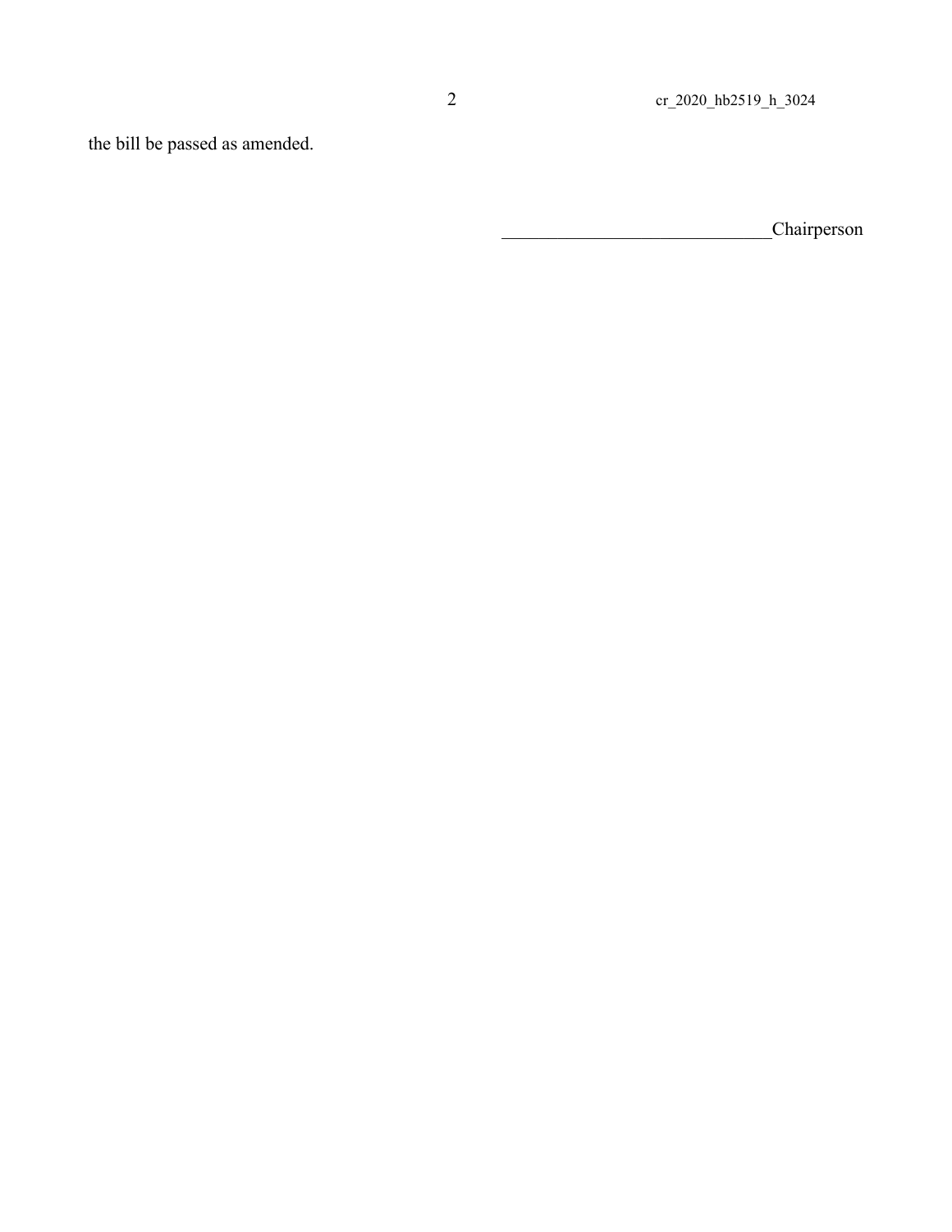the bill be passed as amended.

\_\_\_\_\_\_\_\_\_\_\_\_\_\_\_\_\_\_\_\_\_\_\_\_\_\_\_\_Chairperson